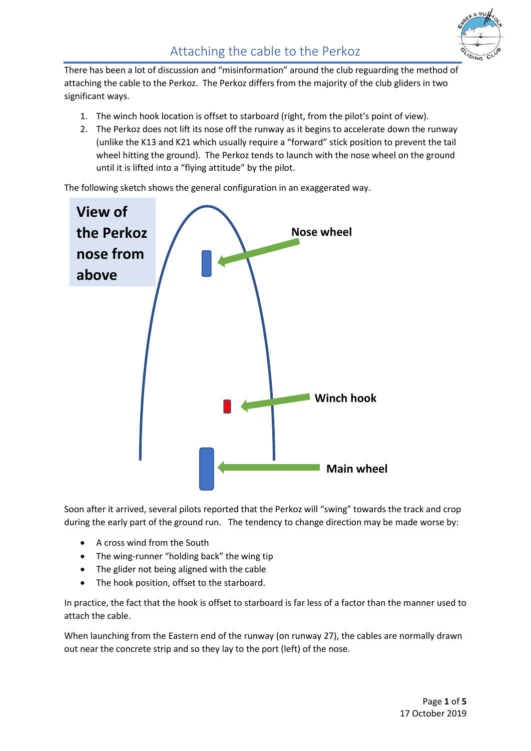# Attaching the cable to the Perkoz

There has been a lot of discussion and "misinformation" around the club reguarding the method of attaching the cable to the Perkoz. The Perkoz differs from the majority of the club gliders in two significant ways.

1. The winch hook location is offset to starboard (right, from the pilot's point of view).
2. The Perkoz does not lift its nose off the runway as it begins to accelerate down the runway (unlike the K13 and K21 which usually require a "forward" stick position to prevent the tail wheel hitting the ground). The Perkoz tends to launch with the nose wheel on the ground until it is lifted into a "flying attitude" by the pilot.

The following sketch shows the general configuration in an exaggerated way.

**View of the Perkoz nose from above**

**Nose wheel**

**Winch hook**

**Main wheel**

Soon after it arrived, several pilots reported that the Perkoz will "swing" towards the track and crop during the early part of the ground run. The tendency to change direction may be made worse by:

- A cross wind from the South
- The wing-runner "holding back" the wing tip
- The glider not being aligned with the cable
- The hook position, offset to the starboard.

In practice, the fact that the hook is offset to starboard is far less of a factor than the manner used to attach the cable.

When launching from the Eastern end of the runway (on runway 27), the cables are normally drawn out near the concrete strip and so they lay to the port (left) of the nose.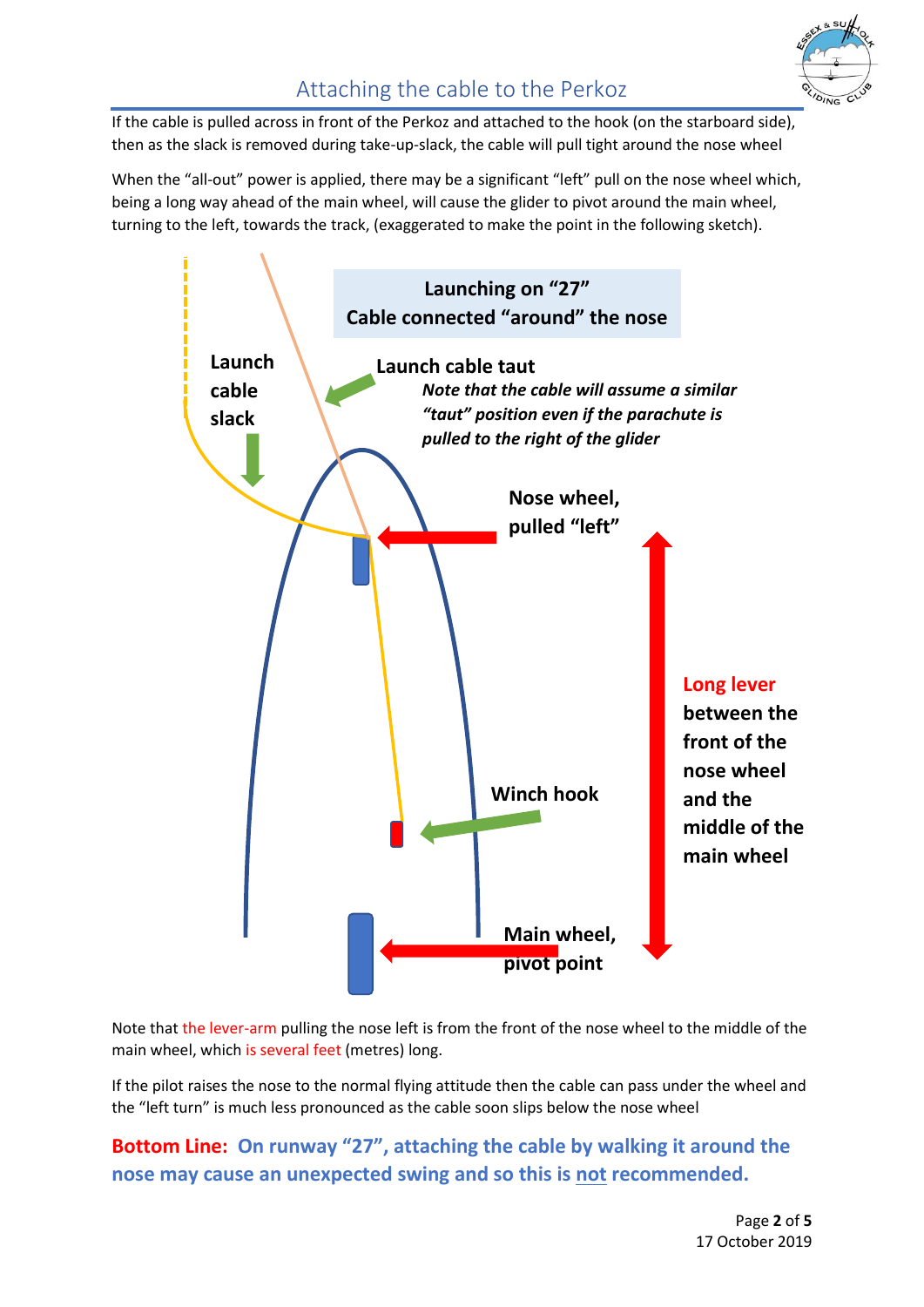## Attaching the cable to the Perkoz

If the cable is pulled across in front of the Perkoz and attached to the hook (on the starboard side), then as the slack is removed during take-up-slack, the cable will pull tight around the nose wheel

When the "all-out" power is applied, there may be a significant "left" pull on the nose wheel which, being a long way ahead of the main wheel, will cause the glider to pivot around the main wheel, turning to the left, towards the track, (exaggerated to make the point in the following sketch).

**Launching on "27"**
**Cable connected "around" the nose**

**Launch cable slack**

**Launch cable taut**

***Note that the cable will assume a similar "taut" position even if the parachute is pulled to the right of the glider***

**Nose wheel, pulled "left"**

**Long lever between the front of the nose wheel and the middle of the main wheel**

**Winch hook**

**Main wheel, pivot point**

Note that the lever-arm pulling the nose left is from the front of the nose wheel to the middle of the main wheel, which is several feet (metres) long.

If the pilot raises the nose to the normal flying attitude then the cable can pass under the wheel and the "left turn" is much less pronounced as the cable soon slips below the nose wheel

**Bottom Line: On runway "27", attaching the cable by walking it around the nose may cause an unexpected swing and so this is not recommended.**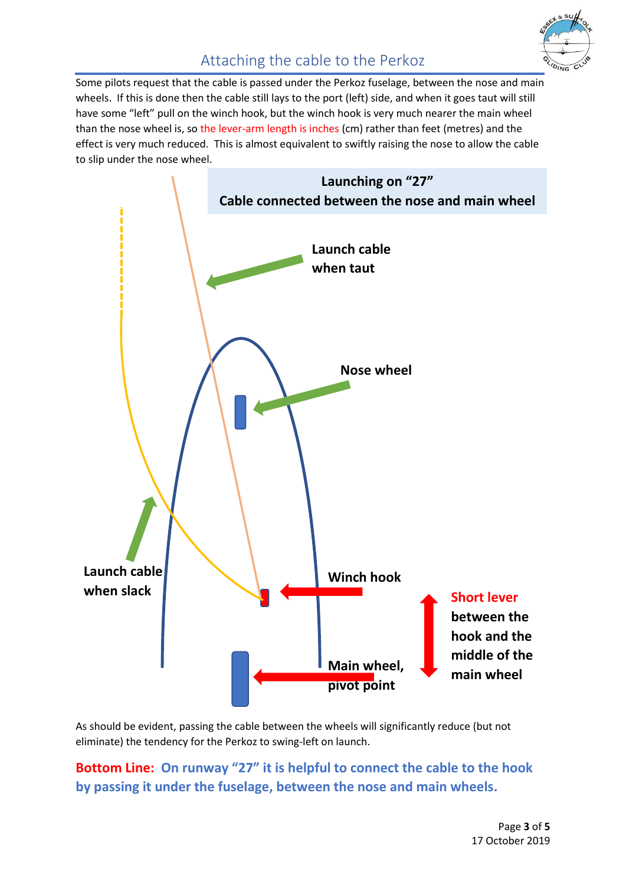## Attaching the cable to the Perkoz

Some pilots request that the cable is passed under the Perkoz fuselage, between the nose and main wheels. If this is done then the cable still lays to the port (left) side, and when it goes taut will still have some "left" pull on the winch hook, but the winch hook is very much nearer the main wheel than the nose wheel is, so the lever-arm length is inches (cm) rather than feet (metres) and the effect is very much reduced. This is almost equivalent to swiftly raising the nose to allow the cable to slip under the nose wheel.

**Launching on "27"**
**Cable connected between the nose and main wheel**

**Launch cable when taut**

**Nose wheel**

**Launch cable when slack**

**Winch hook**

**Short lever between the hook and the middle of the main wheel**

**Main wheel, pivot point**

As should be evident, passing the cable between the wheels will significantly reduce (but not eliminate) the tendency for the Perkoz to swing-left on launch.

**Bottom Line: On runway "27" it is helpful to connect the cable to the hook by passing it under the fuselage, between the nose and main wheels.**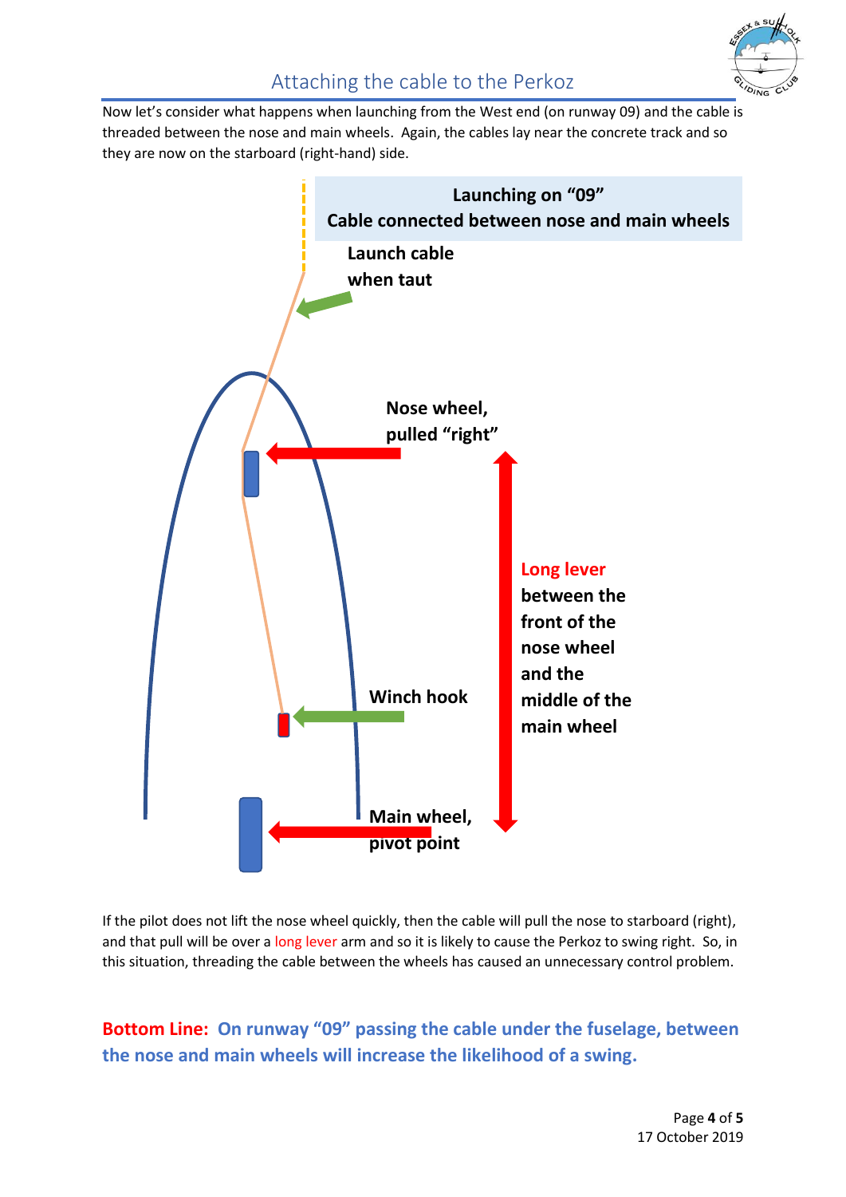## Attaching the cable to the Perkoz

Now let's consider what happens when launching from the West end (on runway 09) and the cable is threaded between the nose and main wheels. Again, the cables lay near the concrete track and so they are now on the starboard (right-hand) side.

**Launching on "09"**
**Cable connected between nose and main wheels**

**Launch cable when taut**

**Nose wheel, pulled "right"**

**Long lever between the front of the nose wheel and the middle of the main wheel**

**Winch hook**

**Main wheel, pivot point**

If the pilot does not lift the nose wheel quickly, then the cable will pull the nose to starboard (right), and that pull will be over a long lever arm and so it is likely to cause the Perkoz to swing right. So, in this situation, threading the cable between the wheels has caused an unnecessary control problem.

**Bottom Line: On runway "09" passing the cable under the fuselage, between the nose and main wheels will increase the likelihood of a swing.**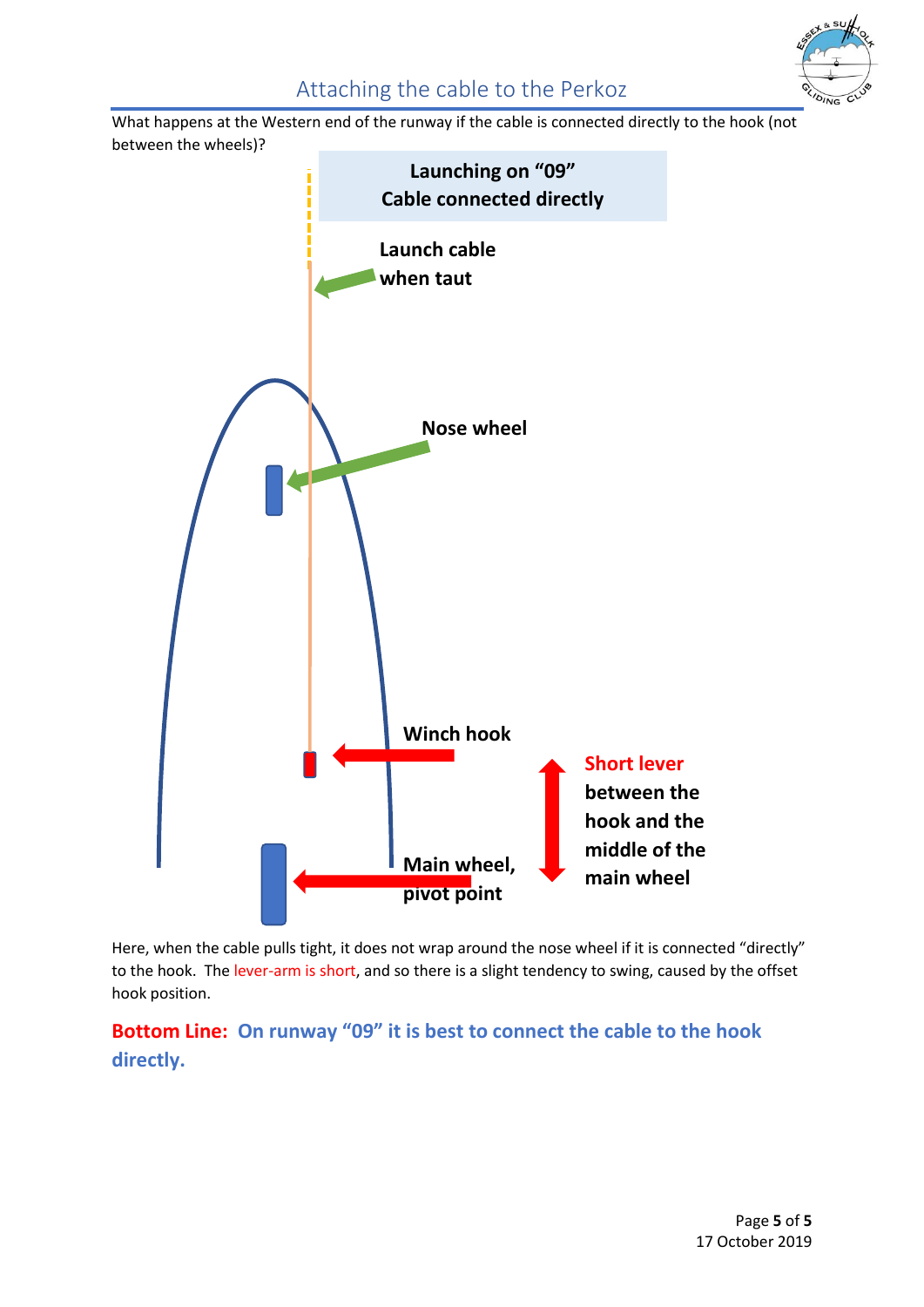## Attaching the cable to the Perkoz

What happens at the Western end of the runway if the cable is connected directly to the hook (not between the wheels)?

**Launching on "09"**
**Cable connected directly**

**Launch cable when taut**

**Nose wheel**

**Winch hook**

**Main wheel, pivot point**

**Short lever between the hook and the middle of the main wheel**

Here, when the cable pulls tight, it does not wrap around the nose wheel if it is connected "directly" to the hook. The lever-arm is short, and so there is a slight tendency to swing, caused by the offset hook position.

**Bottom Line: On runway "09" it is best to connect the cable to the hook directly.**

17 October 2019